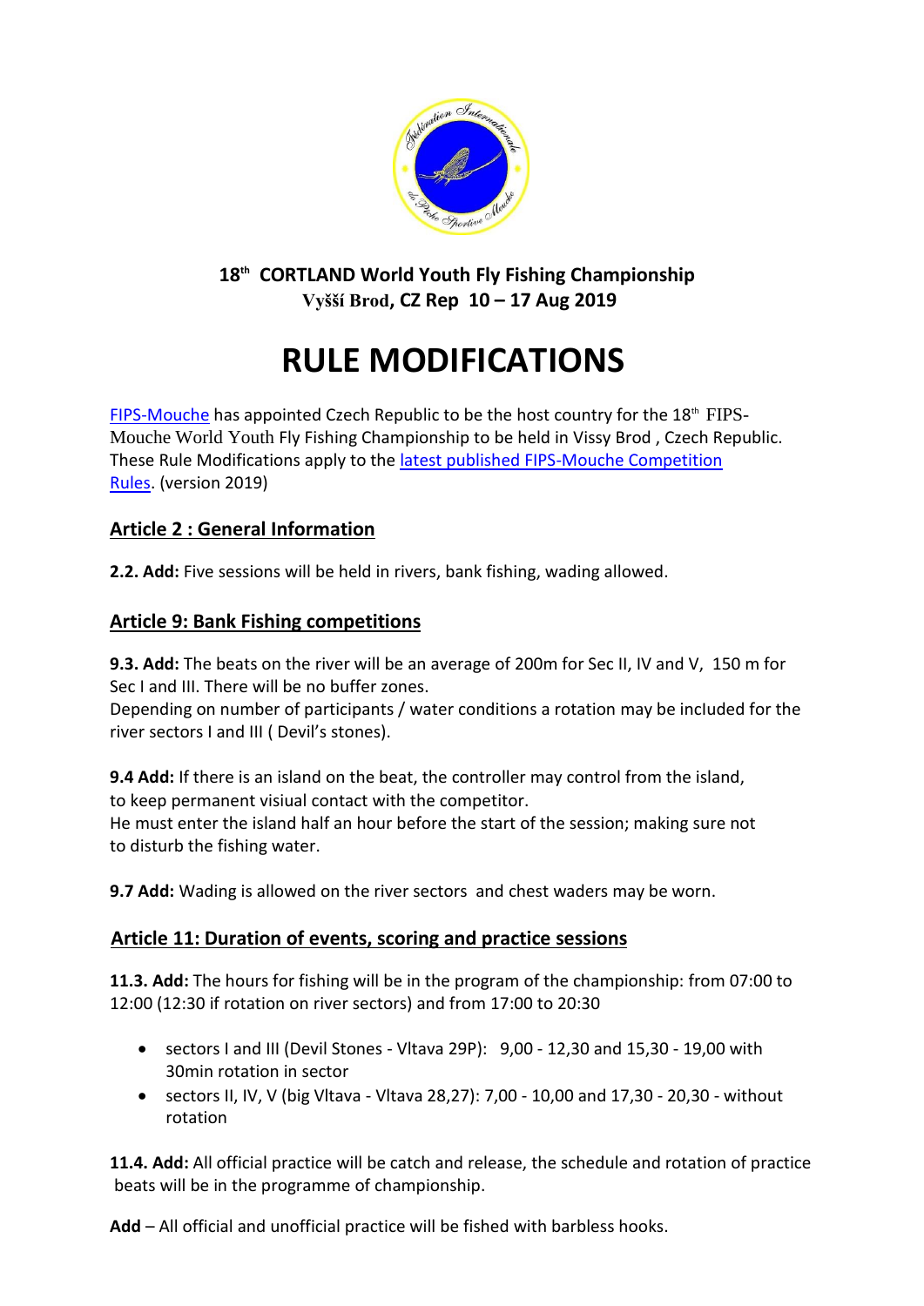**18th CORTLAND World Youth Fly Fishing Championship**
**Vyšší Brod, CZ Rep 10 – 17 Aug 2019**

# RULE MODIFICATIONS

FIPS-Mouche has appointed Czech Republic to be the host country for the 18th FIPS-Mouche World Youth Fly Fishing Championship to be held in Vissy Brod , Czech Republic. These Rule Modifications apply to the latest published FIPS-Mouche Competition Rules. (version 2019)

## Article 2 : General Information

**2.2. Add:** Five sessions will be held in rivers, bank fishing, wading allowed.

## Article 9: Bank Fishing competitions

**9.3. Add:** The beats on the river will be an average of 200m for Sec II, IV and V, 150 m for Sec I and III. There will be no buffer zones.
Depending on number of participants / water conditions a rotation may be included for the river sectors I and III ( Devil's stones).

**9.4 Add:** If there is an island on the beat, the controller may control from the island, to keep permanent visiual contact with the competitor.
He must enter the island half an hour before the start of the session; making sure not to disturb the fishing water.

**9.7 Add:** Wading is allowed on the river sectors and chest waders may be worn.

## Article 11: Duration of events, scoring and practice sessions

**11.3. Add:** The hours for fishing will be in the program of the championship: from 07:00 to 12:00 (12:30 if rotation on river sectors) and from 17:00 to 20:30

- sectors I and III (Devil Stones - Vltava 29P): 9,00 - 12,30 and 15,30 - 19,00 with 30min rotation in sector
- sectors II, IV, V (big Vltava - Vltava 28,27): 7,00 - 10,00 and 17,30 - 20,30 - without rotation

**11.4. Add:** All official practice will be catch and release, the schedule and rotation of practice beats will be in the programme of championship.

**Add** – All official and unofficial practice will be fished with barbless hooks.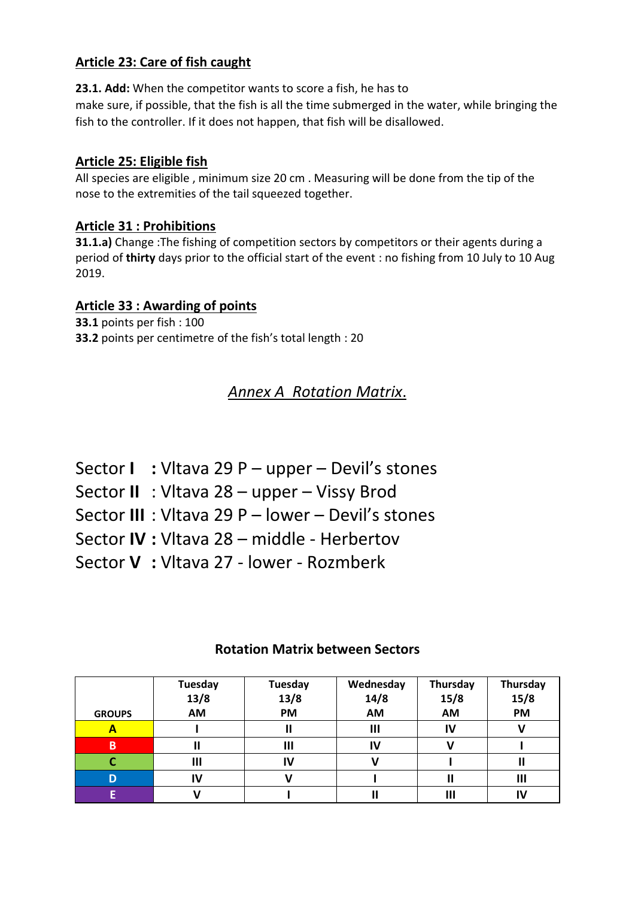## Article 23: Care of fish caught

**23.1. Add:** When the competitor wants to score a fish, he has to make sure, if possible, that the fish is all the time submerged in the water, while bringing the fish to the controller. If it does not happen, that fish will be disallowed.

## Article 25: Eligible fish

All species are eligible , minimum size 20 cm . Measuring will be done from the tip of the nose to the extremities of the tail squeezed together.

## Article 31 : Prohibitions

**31.1.a)** Change :The fishing of competition sectors by competitors or their agents during a period of **thirty** days prior to the official start of the event : no fishing from 10 July to 10 Aug 2019.

## Article 33 : Awarding of points

**33.1** points per fish : 100
**33.2** points per centimetre of the fish's total length : 20

# *Annex A Rotation Matrix.*

Sector **I** **:** Vltava 29 P – upper – Devil's stones
Sector **II** : Vltava 28 – upper – Vissy Brod
Sector **III** : Vltava 29 P – lower – Devil's stones
Sector **IV :** Vltava 28 – middle - Herbertov
Sector **V** **:** Vltava 27 - lower - Rozmberk

**Rotation Matrix between Sectors**

| GROUPS | Tuesday 13/8 AM | Tuesday 13/8 PM | Wednesday 14/8 AM | Thursday 15/8 AM | Thursday 15/8 PM |
|---|---|---|---|---|---|
| A | I | II | III | IV | V |
| B | II | III | IV | V | I |
| C | III | IV | V | I | II |
| D | IV | V | I | II | III |
| E | V | I | II | III | IV |